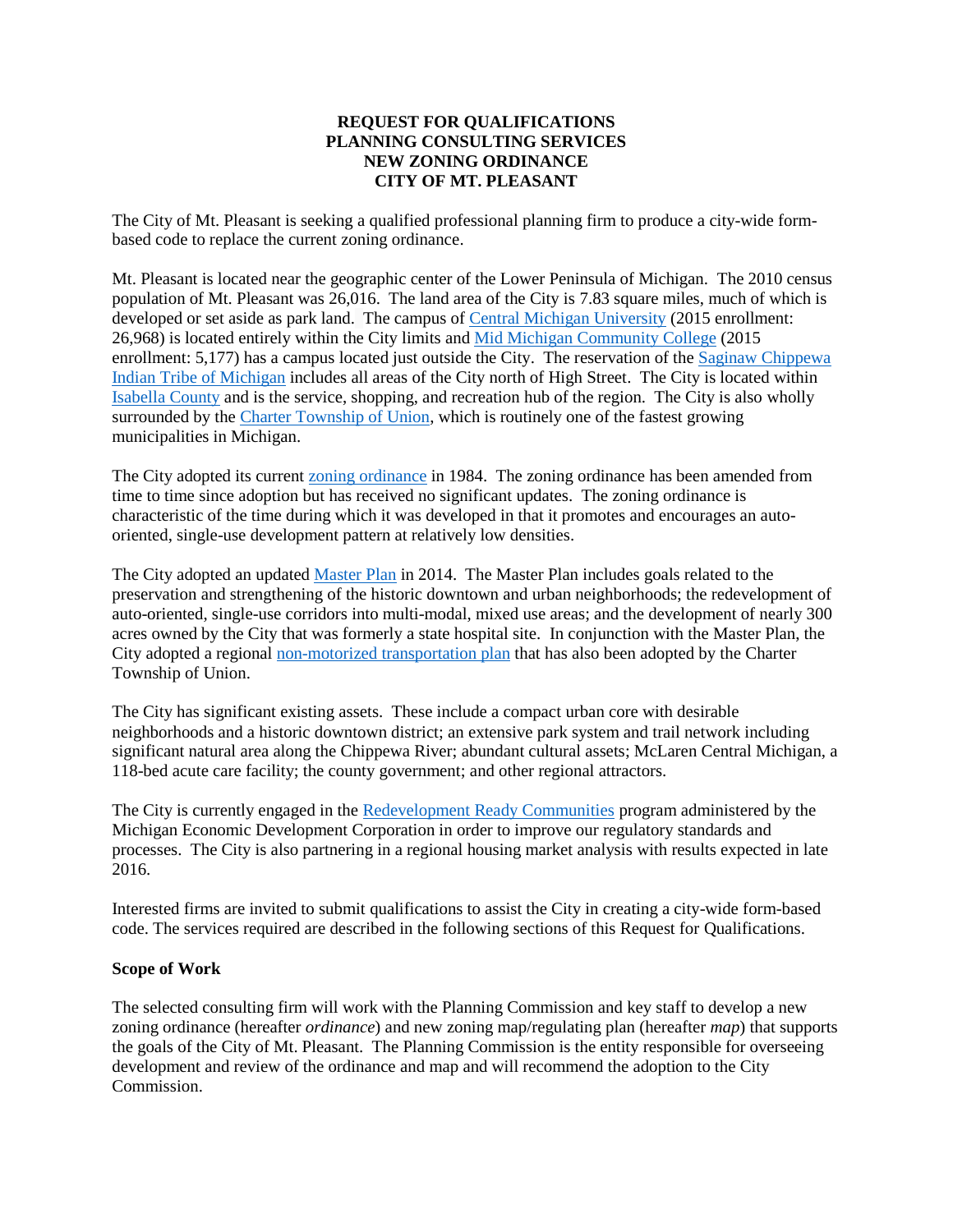**REQUEST FOR QUALIFICATIONS**
**PLANNING CONSULTING SERVICES**
**NEW ZONING ORDINANCE**
**CITY OF MT. PLEASANT**

The City of Mt. Pleasant is seeking a qualified professional planning firm to produce a city-wide form-based code to replace the current zoning ordinance.

Mt. Pleasant is located near the geographic center of the Lower Peninsula of Michigan. The 2010 census population of Mt. Pleasant was 26,016. The land area of the City is 7.83 square miles, much of which is developed or set aside as park land. The campus of Central Michigan University (2015 enrollment: 26,968) is located entirely within the City limits and Mid Michigan Community College (2015 enrollment: 5,177) has a campus located just outside the City. The reservation of the Saginaw Chippewa Indian Tribe of Michigan includes all areas of the City north of High Street. The City is located within Isabella County and is the service, shopping, and recreation hub of the region. The City is also wholly surrounded by the Charter Township of Union, which is routinely one of the fastest growing municipalities in Michigan.

The City adopted its current zoning ordinance in 1984. The zoning ordinance has been amended from time to time since adoption but has received no significant updates. The zoning ordinance is characteristic of the time during which it was developed in that it promotes and encourages an auto-oriented, single-use development pattern at relatively low densities.

The City adopted an updated Master Plan in 2014. The Master Plan includes goals related to the preservation and strengthening of the historic downtown and urban neighborhoods; the redevelopment of auto-oriented, single-use corridors into multi-modal, mixed use areas; and the development of nearly 300 acres owned by the City that was formerly a state hospital site. In conjunction with the Master Plan, the City adopted a regional non-motorized transportation plan that has also been adopted by the Charter Township of Union.

The City has significant existing assets. These include a compact urban core with desirable neighborhoods and a historic downtown district; an extensive park system and trail network including significant natural area along the Chippewa River; abundant cultural assets; McLaren Central Michigan, a 118-bed acute care facility; the county government; and other regional attractors.

The City is currently engaged in the Redevelopment Ready Communities program administered by the Michigan Economic Development Corporation in order to improve our regulatory standards and processes. The City is also partnering in a regional housing market analysis with results expected in late 2016.

Interested firms are invited to submit qualifications to assist the City in creating a city-wide form-based code. The services required are described in the following sections of this Request for Qualifications.

**Scope of Work**

The selected consulting firm will work with the Planning Commission and key staff to develop a new zoning ordinance (hereafter *ordinance*) and new zoning map/regulating plan (hereafter *map*) that supports the goals of the City of Mt. Pleasant. The Planning Commission is the entity responsible for overseeing development and review of the ordinance and map and will recommend the adoption to the City Commission.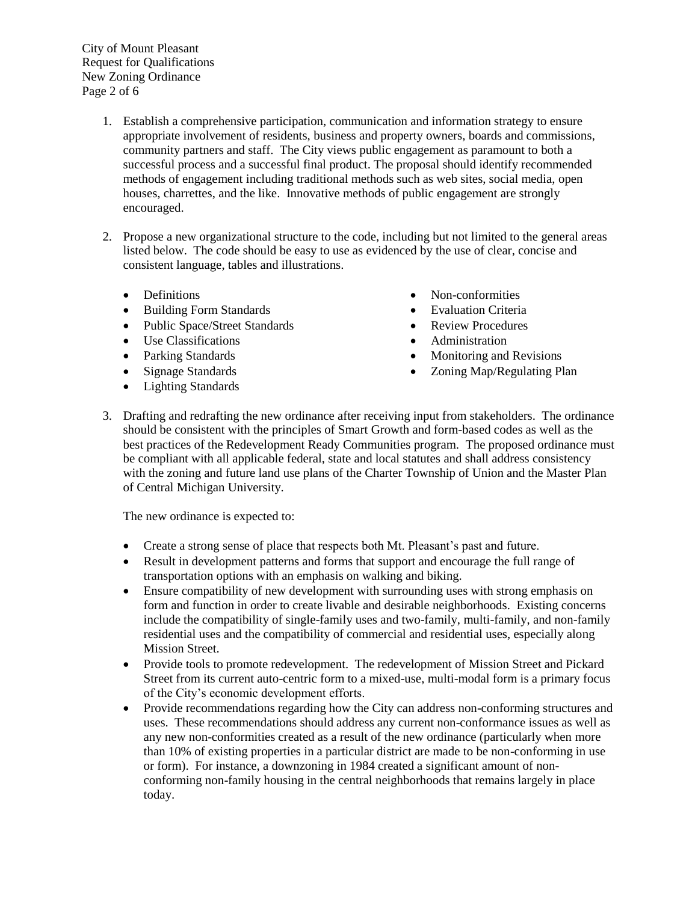1. Establish a comprehensive participation, communication and information strategy to ensure appropriate involvement of residents, business and property owners, boards and commissions, community partners and staff. The City views public engagement as paramount to both a successful process and a successful final product. The proposal should identify recommended methods of engagement including traditional methods such as web sites, social media, open houses, charrettes, and the like. Innovative methods of public engagement are strongly encouraged.

2. Propose a new organizational structure to the code, including but not limited to the general areas listed below. The code should be easy to use as evidenced by the use of clear, concise and consistent language, tables and illustrations.

   - Definitions
   - Building Form Standards
   - Public Space/Street Standards
   - Use Classifications
   - Parking Standards
   - Signage Standards
   - Lighting Standards
   - Non-conformities
   - Evaluation Criteria
   - Review Procedures
   - Administration
   - Monitoring and Revisions
   - Zoning Map/Regulating Plan

3. Drafting and redrafting the new ordinance after receiving input from stakeholders. The ordinance should be consistent with the principles of Smart Growth and form-based codes as well as the best practices of the Redevelopment Ready Communities program. The proposed ordinance must be compliant with all applicable federal, state and local statutes and shall address consistency with the zoning and future land use plans of the Charter Township of Union and the Master Plan of Central Michigan University.

   The new ordinance is expected to:

   - Create a strong sense of place that respects both Mt. Pleasant's past and future.
   - Result in development patterns and forms that support and encourage the full range of transportation options with an emphasis on walking and biking.
   - Ensure compatibility of new development with surrounding uses with strong emphasis on form and function in order to create livable and desirable neighborhoods. Existing concerns include the compatibility of single-family uses and two-family, multi-family, and non-family residential uses and the compatibility of commercial and residential uses, especially along Mission Street.
   - Provide tools to promote redevelopment. The redevelopment of Mission Street and Pickard Street from its current auto-centric form to a mixed-use, multi-modal form is a primary focus of the City's economic development efforts.
   - Provide recommendations regarding how the City can address non-conforming structures and uses. These recommendations should address any current non-conformance issues as well as any new non-conformities created as a result of the new ordinance (particularly when more than 10% of existing properties in a particular district are made to be non-conforming in use or form). For instance, a downzoning in 1984 created a significant amount of non-conforming non-family housing in the central neighborhoods that remains largely in place today.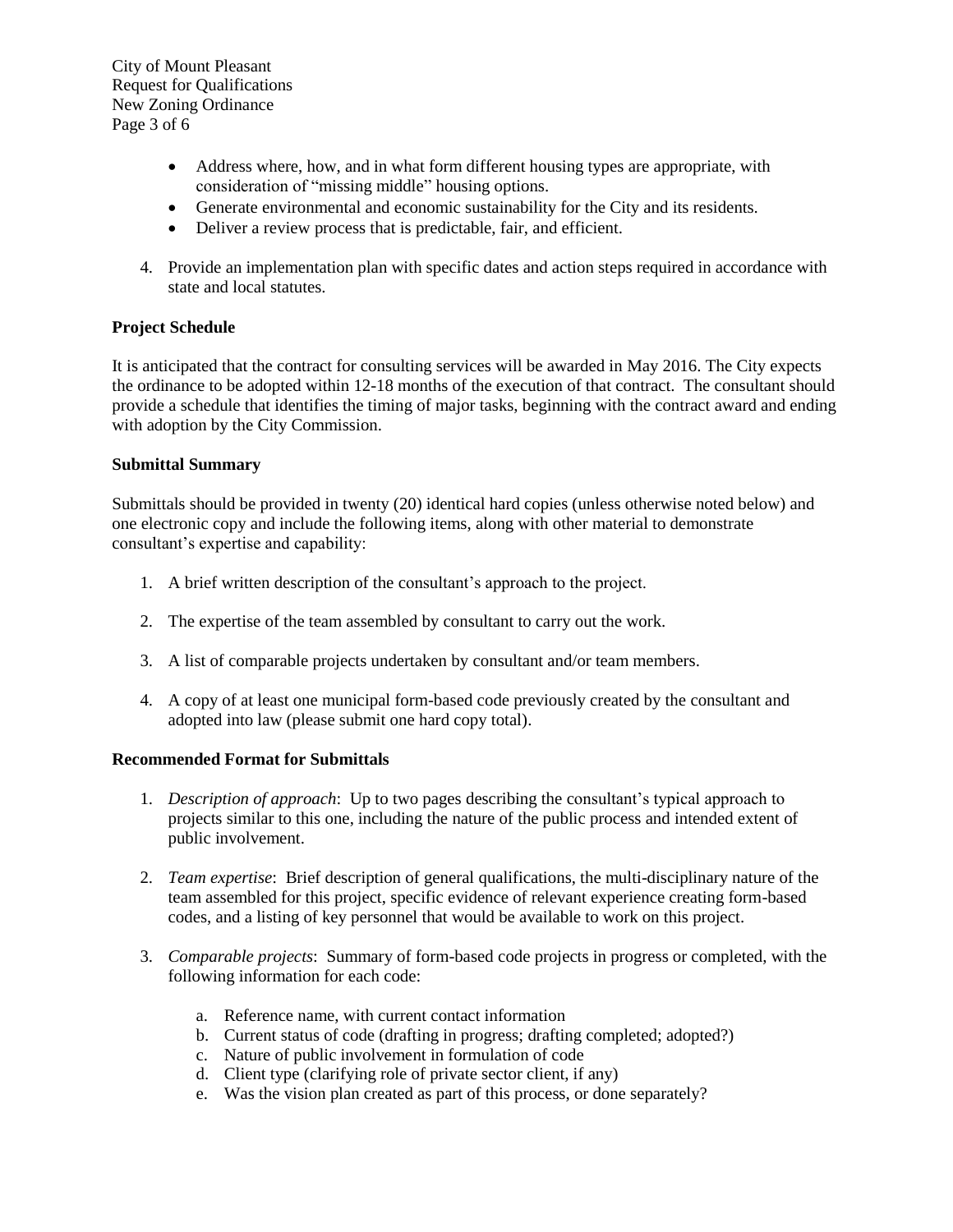- Address where, how, and in what form different housing types are appropriate, with consideration of "missing middle" housing options.
- Generate environmental and economic sustainability for the City and its residents.
- Deliver a review process that is predictable, fair, and efficient.

4. Provide an implementation plan with specific dates and action steps required in accordance with state and local statutes.

**Project Schedule**

It is anticipated that the contract for consulting services will be awarded in May 2016. The City expects the ordinance to be adopted within 12-18 months of the execution of that contract. The consultant should provide a schedule that identifies the timing of major tasks, beginning with the contract award and ending with adoption by the City Commission.

**Submittal Summary**

Submittals should be provided in twenty (20) identical hard copies (unless otherwise noted below) and one electronic copy and include the following items, along with other material to demonstrate consultant's expertise and capability:

1. A brief written description of the consultant's approach to the project.
2. The expertise of the team assembled by consultant to carry out the work.
3. A list of comparable projects undertaken by consultant and/or team members.
4. A copy of at least one municipal form-based code previously created by the consultant and adopted into law (please submit one hard copy total).

**Recommended Format for Submittals**

1. *Description of approach*: Up to two pages describing the consultant's typical approach to projects similar to this one, including the nature of the public process and intended extent of public involvement.
2. *Team expertise*: Brief description of general qualifications, the multi-disciplinary nature of the team assembled for this project, specific evidence of relevant experience creating form-based codes, and a listing of key personnel that would be available to work on this project.
3. *Comparable projects*: Summary of form-based code projects in progress or completed, with the following information for each code:
   a. Reference name, with current contact information
   b. Current status of code (drafting in progress; drafting completed; adopted?)
   c. Nature of public involvement in formulation of code
   d. Client type (clarifying role of private sector client, if any)
   e. Was the vision plan created as part of this process, or done separately?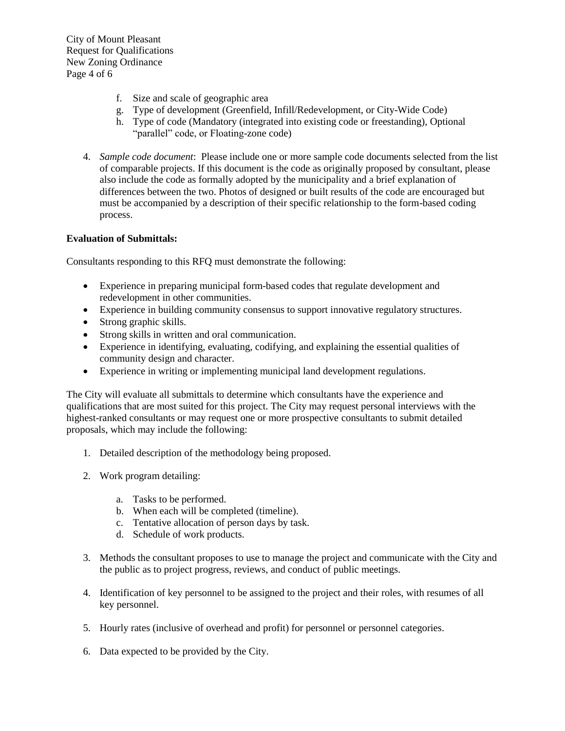f. Size and scale of geographic area
g. Type of development (Greenfield, Infill/Redevelopment, or City-Wide Code)
h. Type of code (Mandatory (integrated into existing code or freestanding), Optional "parallel" code, or Floating-zone code)

4. *Sample code document*: Please include one or more sample code documents selected from the list of comparable projects. If this document is the code as originally proposed by consultant, please also include the code as formally adopted by the municipality and a brief explanation of differences between the two. Photos of designed or built results of the code are encouraged but must be accompanied by a description of their specific relationship to the form-based coding process.

**Evaluation of Submittals:**

Consultants responding to this RFQ must demonstrate the following:

- Experience in preparing municipal form-based codes that regulate development and redevelopment in other communities.
- Experience in building community consensus to support innovative regulatory structures.
- Strong graphic skills.
- Strong skills in written and oral communication.
- Experience in identifying, evaluating, codifying, and explaining the essential qualities of community design and character.
- Experience in writing or implementing municipal land development regulations.

The City will evaluate all submittals to determine which consultants have the experience and qualifications that are most suited for this project. The City may request personal interviews with the highest-ranked consultants or may request one or more prospective consultants to submit detailed proposals, which may include the following:

1. Detailed description of the methodology being proposed.

2. Work program detailing:

   a. Tasks to be performed.
   b. When each will be completed (timeline).
   c. Tentative allocation of person days by task.
   d. Schedule of work products.

3. Methods the consultant proposes to use to manage the project and communicate with the City and the public as to project progress, reviews, and conduct of public meetings.

4. Identification of key personnel to be assigned to the project and their roles, with resumes of all key personnel.

5. Hourly rates (inclusive of overhead and profit) for personnel or personnel categories.

6. Data expected to be provided by the City.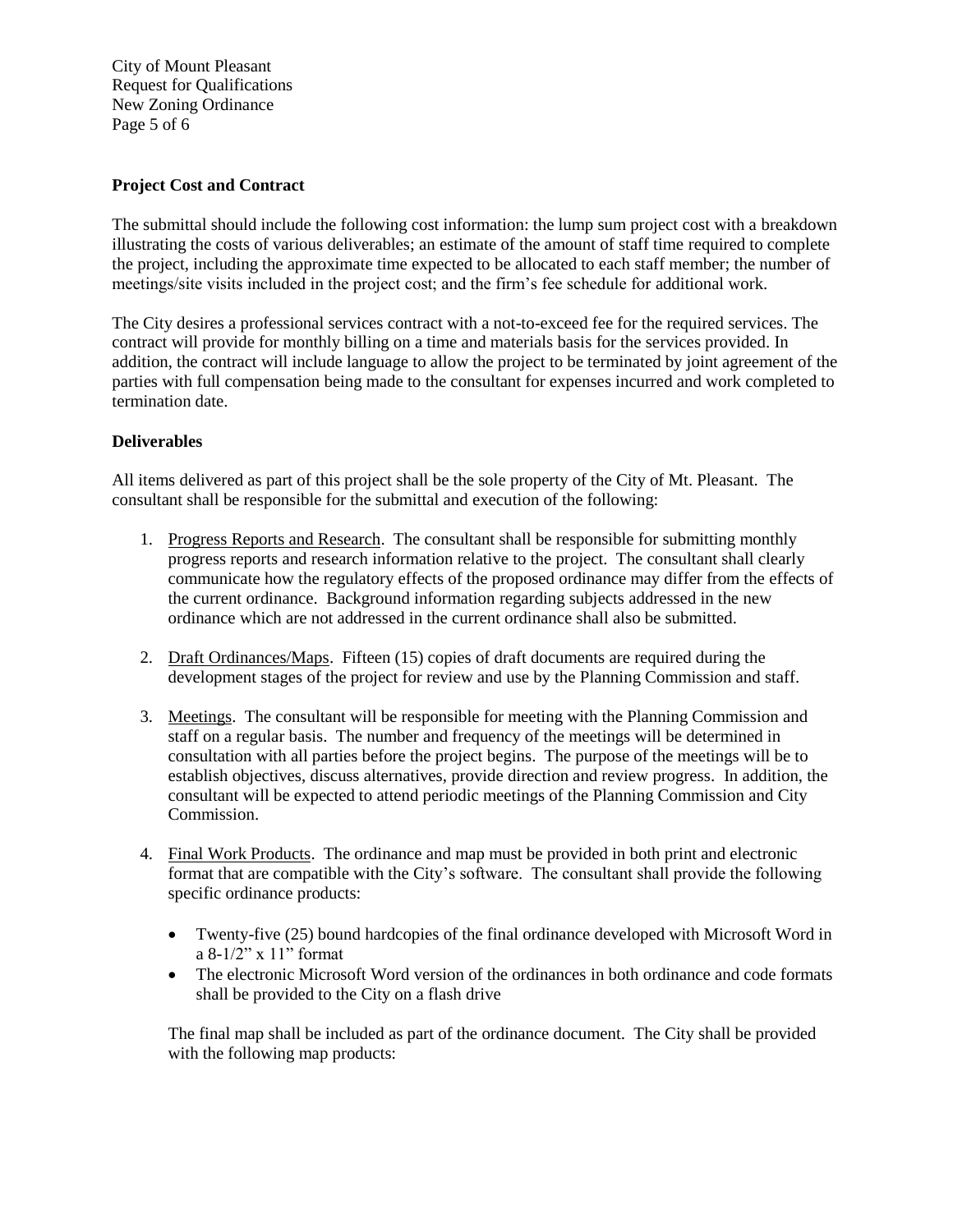**Project Cost and Contract**

The submittal should include the following cost information: the lump sum project cost with a breakdown illustrating the costs of various deliverables; an estimate of the amount of staff time required to complete the project, including the approximate time expected to be allocated to each staff member; the number of meetings/site visits included in the project cost; and the firm's fee schedule for additional work.

The City desires a professional services contract with a not-to-exceed fee for the required services. The contract will provide for monthly billing on a time and materials basis for the services provided. In addition, the contract will include language to allow the project to be terminated by joint agreement of the parties with full compensation being made to the consultant for expenses incurred and work completed to termination date.

**Deliverables**

All items delivered as part of this project shall be the sole property of the City of Mt. Pleasant. The consultant shall be responsible for the submittal and execution of the following:

1. Progress Reports and Research. The consultant shall be responsible for submitting monthly progress reports and research information relative to the project. The consultant shall clearly communicate how the regulatory effects of the proposed ordinance may differ from the effects of the current ordinance. Background information regarding subjects addressed in the new ordinance which are not addressed in the current ordinance shall also be submitted.

2. Draft Ordinances/Maps. Fifteen (15) copies of draft documents are required during the development stages of the project for review and use by the Planning Commission and staff.

3. Meetings. The consultant will be responsible for meeting with the Planning Commission and staff on a regular basis. The number and frequency of the meetings will be determined in consultation with all parties before the project begins. The purpose of the meetings will be to establish objectives, discuss alternatives, provide direction and review progress. In addition, the consultant will be expected to attend periodic meetings of the Planning Commission and City Commission.

4. Final Work Products. The ordinance and map must be provided in both print and electronic format that are compatible with the City's software. The consultant shall provide the following specific ordinance products:

   - Twenty-five (25) bound hardcopies of the final ordinance developed with Microsoft Word in a 8-1/2" x 11" format
   - The electronic Microsoft Word version of the ordinances in both ordinance and code formats shall be provided to the City on a flash drive

   The final map shall be included as part of the ordinance document. The City shall be provided with the following map products: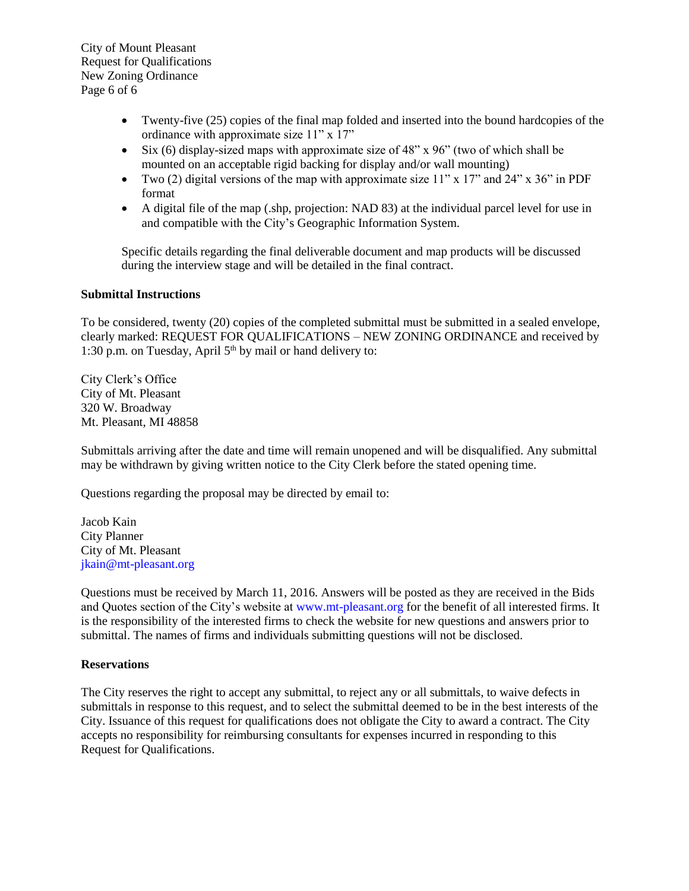- Twenty-five (25) copies of the final map folded and inserted into the bound hardcopies of the ordinance with approximate size 11" x 17"
- Six (6) display-sized maps with approximate size of 48" x 96" (two of which shall be mounted on an acceptable rigid backing for display and/or wall mounting)
- Two (2) digital versions of the map with approximate size 11" x 17" and 24" x 36" in PDF format
- A digital file of the map (.shp, projection: NAD 83) at the individual parcel level for use in and compatible with the City's Geographic Information System.

Specific details regarding the final deliverable document and map products will be discussed during the interview stage and will be detailed in the final contract.

**Submittal Instructions**

To be considered, twenty (20) copies of the completed submittal must be submitted in a sealed envelope, clearly marked: REQUEST FOR QUALIFICATIONS – NEW ZONING ORDINANCE and received by 1:30 p.m. on Tuesday, April 5th by mail or hand delivery to:

City Clerk's Office
City of Mt. Pleasant
320 W. Broadway
Mt. Pleasant, MI 48858

Submittals arriving after the date and time will remain unopened and will be disqualified. Any submittal may be withdrawn by giving written notice to the City Clerk before the stated opening time.

Questions regarding the proposal may be directed by email to:

Jacob Kain
City Planner
City of Mt. Pleasant
jkain@mt-pleasant.org

Questions must be received by March 11, 2016. Answers will be posted as they are received in the Bids and Quotes section of the City's website at www.mt-pleasant.org for the benefit of all interested firms. It is the responsibility of the interested firms to check the website for new questions and answers prior to submittal. The names of firms and individuals submitting questions will not be disclosed.

**Reservations**

The City reserves the right to accept any submittal, to reject any or all submittals, to waive defects in submittals in response to this request, and to select the submittal deemed to be in the best interests of the City. Issuance of this request for qualifications does not obligate the City to award a contract. The City accepts no responsibility for reimbursing consultants for expenses incurred in responding to this Request for Qualifications.